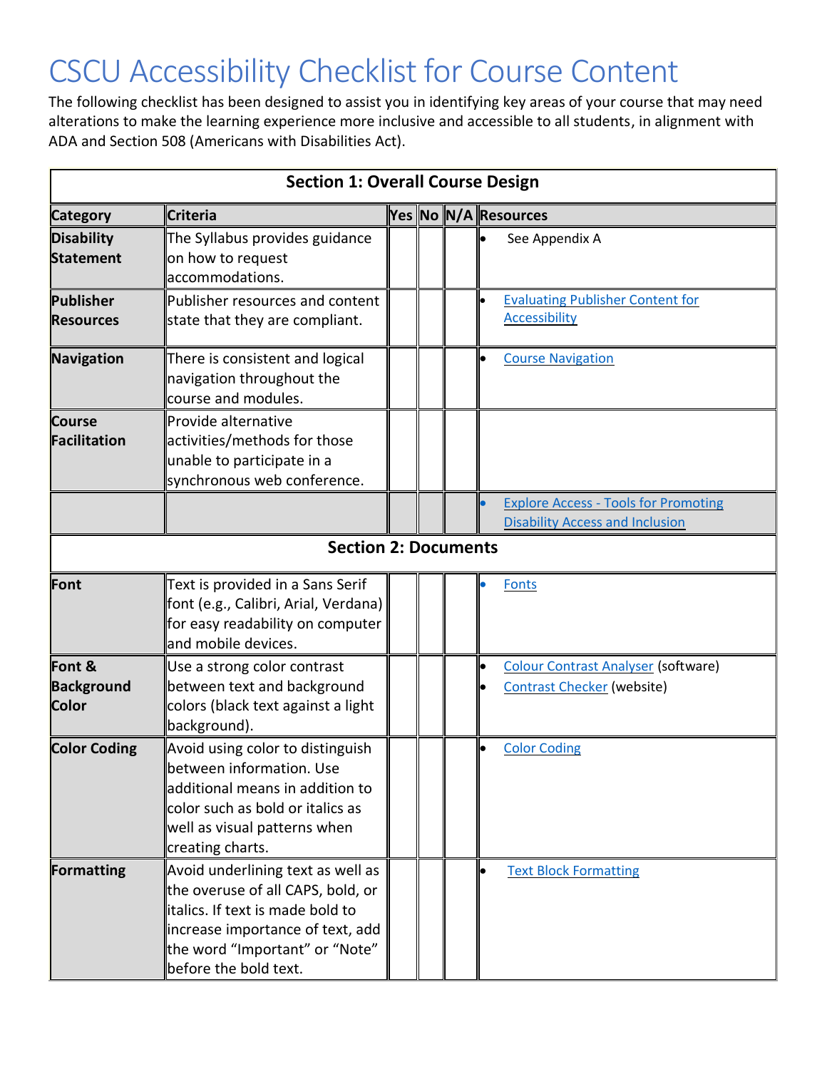# CSCU Accessibility Checklist for Course Content

The following checklist has been designed to assist you in identifying key areas of your course that may need alterations to make the learning experience more inclusive and accessible to all students, in alignment with ADA and Section 508 (Americans with Disabilities Act).

| Section 1: Overall Course Design | | | | | |
|---|---|---|---|---|---|
| **Category** | **Criteria** | **Yes** | **No** | **N/A** | **Resources** |
| **Disability Statement** | The Syllabus provides guidance on how to request accommodations. | | | | • See Appendix A |
| **Publisher Resources** | Publisher resources and content state that they are compliant. | | | | • Evaluating Publisher Content for Accessibility |
| **Navigation** | There is consistent and logical navigation throughout the course and modules. | | | | • Course Navigation |
| **Course Facilitation** | Provide alternative activities/methods for those unable to participate in a synchronous web conference. | | | | |
| | | | | | • Explore Access - Tools for Promoting Disability Access and Inclusion |
| **Section 2: Documents** | | | | | |
| **Font** | Text is provided in a Sans Serif font (e.g., Calibri, Arial, Verdana) for easy readability on computer and mobile devices. | | | | • Fonts |
| **Font & Background Color** | Use a strong color contrast between text and background colors (black text against a light background). | | | | • Colour Contrast Analyser (software)<br>• Contrast Checker (website) |
| **Color Coding** | Avoid using color to distinguish between information. Use additional means in addition to color such as bold or italics as well as visual patterns when creating charts. | | | | • Color Coding |
| **Formatting** | Avoid underlining text as well as the overuse of all CAPS, bold, or italics. If text is made bold to increase importance of text, add the word “Important” or “Note” before the bold text. | | | | • Text Block Formatting |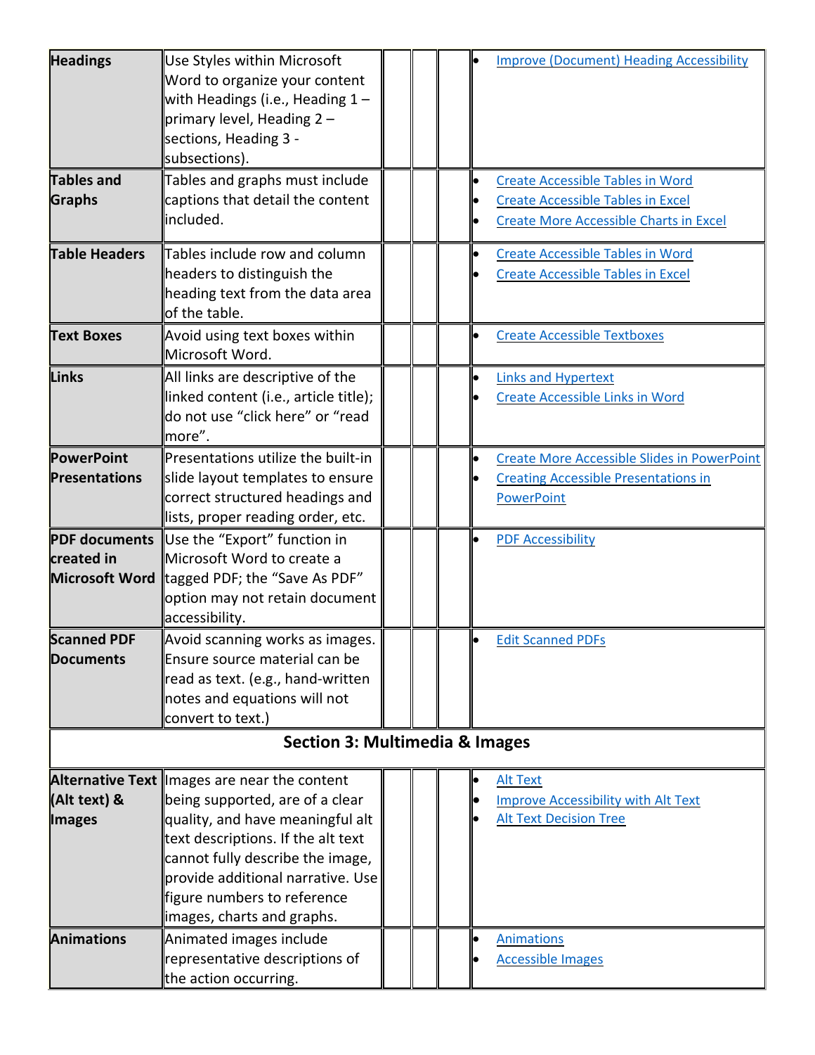| | | | | | |
|---|---|---|---|---|---|
| **Headings** | Use Styles within Microsoft Word to organize your content with Headings (i.e., Heading 1 – primary level, Heading 2 – sections, Heading 3 - subsections). | | | | • Improve (Document) Heading Accessibility |
| **Tables and Graphs** | Tables and graphs must include captions that detail the content included. | | | | • Create Accessible Tables in Word<br>• Create Accessible Tables in Excel<br>• Create More Accessible Charts in Excel |
| **Table Headers** | Tables include row and column headers to distinguish the heading text from the data area of the table. | | | | • Create Accessible Tables in Word<br>• Create Accessible Tables in Excel |
| **Text Boxes** | Avoid using text boxes within Microsoft Word. | | | | • Create Accessible Textboxes |
| **Links** | All links are descriptive of the linked content (i.e., article title); do not use "click here" or "read more". | | | | • Links and Hypertext<br>• Create Accessible Links in Word |
| **PowerPoint Presentations** | Presentations utilize the built-in slide layout templates to ensure correct structured headings and lists, proper reading order, etc. | | | | • Create More Accessible Slides in PowerPoint<br>• Creating Accessible Presentations in PowerPoint |
| **PDF documents created in Microsoft Word** | Use the "Export" function in Microsoft Word to create a tagged PDF; the "Save As PDF" option may not retain document accessibility. | | | | • PDF Accessibility |
| **Scanned PDF Documents** | Avoid scanning works as images. Ensure source material can be read as text. (e.g., hand-written notes and equations will not convert to text.) | | | | • Edit Scanned PDFs |
| **Section 3: Multimedia & Images** | | | | | |
| **Alternative Text (Alt text) & Images** | Images are near the content being supported, are of a clear quality, and have meaningful alt text descriptions. If the alt text cannot fully describe the image, provide additional narrative. Use figure numbers to reference images, charts and graphs. | | | | • Alt Text<br>• Improve Accessibility with Alt Text<br>• Alt Text Decision Tree |
| **Animations** | Animated images include representative descriptions of the action occurring. | | | | • Animations<br>• Accessible Images |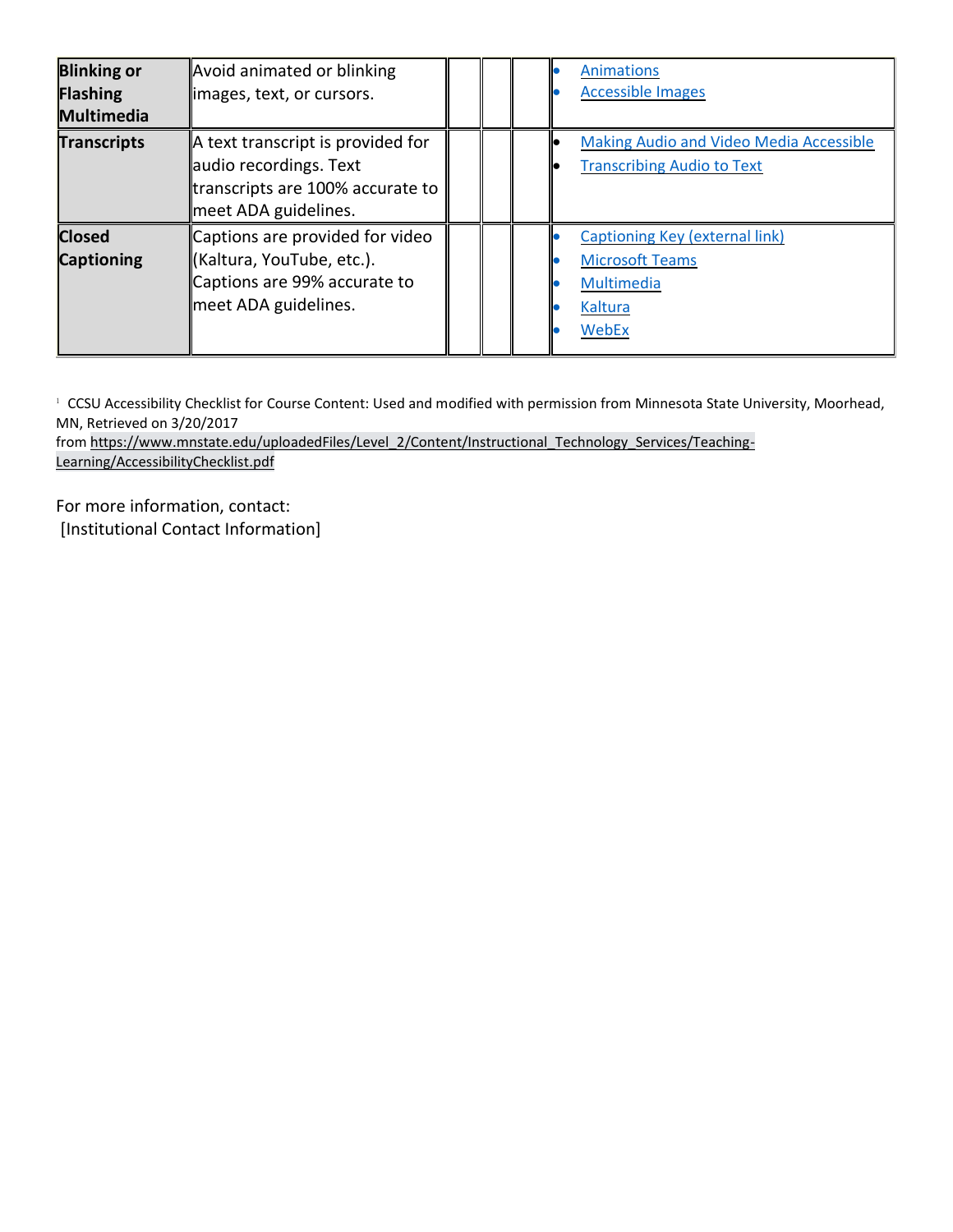| | | | | | |
|---|---|---|---|---|---|
| **Blinking or Flashing Multimedia** | Avoid animated or blinking images, text, or cursors. | | | | • Animations<br>• Accessible Images |
| **Transcripts** | A text transcript is provided for audio recordings. Text transcripts are 100% accurate to meet ADA guidelines. | | | | • Making Audio and Video Media Accessible<br>• Transcribing Audio to Text |
| **Closed Captioning** | Captions are provided for video (Kaltura, YouTube, etc.). Captions are 99% accurate to meet ADA guidelines. | | | | • Captioning Key (external link)<br>• Microsoft Teams<br>• Multimedia<br>• Kaltura<br>• WebEx |

[1] CCSU Accessibility Checklist for Course Content: Used and modified with permission from Minnesota State University, Moorhead, MN, Retrieved on 3/20/2017 from https://www.mnstate.edu/uploadedFiles/Level_2/Content/Instructional_Technology_Services/Teaching-Learning/AccessibilityChecklist.pdf

For more information, contact:
[Institutional Contact Information]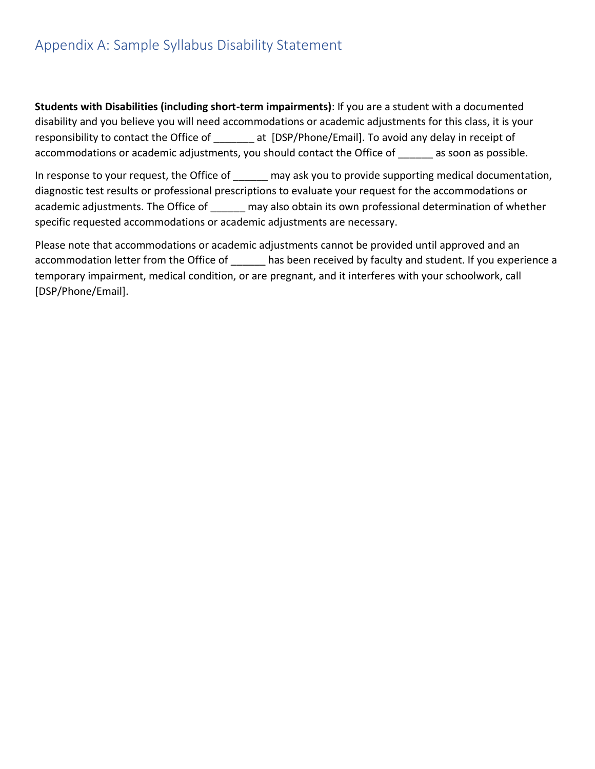## Appendix A: Sample Syllabus Disability Statement

**Students with Disabilities (including short-term impairments)**: If you are a student with a documented disability and you believe you will need accommodations or academic adjustments for this class, it is your responsibility to contact the Office of _______ at [DSP/Phone/Email]. To avoid any delay in receipt of accommodations or academic adjustments, you should contact the Office of ______ as soon as possible.

In response to your request, the Office of ______ may ask you to provide supporting medical documentation, diagnostic test results or professional prescriptions to evaluate your request for the accommodations or academic adjustments. The Office of ______ may also obtain its own professional determination of whether specific requested accommodations or academic adjustments are necessary.

Please note that accommodations or academic adjustments cannot be provided until approved and an accommodation letter from the Office of ______ has been received by faculty and student. If you experience a temporary impairment, medical condition, or are pregnant, and it interferes with your schoolwork, call [DSP/Phone/Email].